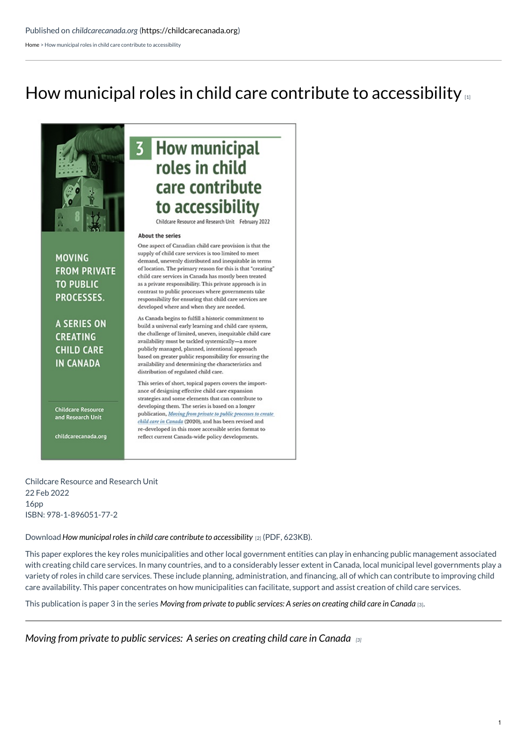Published on *childcarecanada.org* (https://childcarecanada.org)

Home > How municipal roles in child care contribute to accessibility

# How municipal roles in child care contribute to accessibility [1]

3 How municipal roles in child care contribute to accessibility

Childcare Resource and Research Unit February 2022

MOVING FROM PRIVATE TO PUBLIC PROCESSES.

A SERIES ON CREATING CHILD CARE IN CANADA

Childcare Resource and Research Unit

childcarecanada.org

**About the series**

One aspect of Canadian child care provision is that the supply of child care services is too limited to meet demand, unevenly distributed and inequitable in terms of location. The primary reason for this is that "creating" child care services in Canada has mostly been treated as a private responsibility. This private approach is in contrast to public processes where governments take responsibility for ensuring that child care services are developed where and when they are needed.

As Canada begins to fulfill a historic commitment to build a universal early learning and child care system, the challenge of limited, uneven, inequitable child care availability must be tackled systemically—a more publicly managed, planned, intentional approach based on greater public responsibility for ensuring the availability and determining the characteristics and distribution of regulated child care.

This series of short, topical papers covers the importance of designing effective child care expansion strategies and some elements that can contribute to developing them. The series is based on a longer publication, *Moving from private to public processes to create child care in Canada* (2020), and has been revised and re-developed in this more accessible series format to reflect current Canada-wide policy developments.

Childcare Resource and Research Unit
22 Feb 2022
16pp
ISBN: 978-1-896051-77-2

Download *How municipal roles in child care contribute to accessibility* [2] (PDF, 623KB).

This paper explores the key roles municipalities and other local government entities can play in enhancing public management associated with creating child care services. In many countries, and to a considerably lesser extent in Canada, local municipal level governments play a variety of roles in child care services. These include planning, administration, and financing, all of which can contribute to improving child care availability. This paper concentrates on how municipalities can facilitate, support and assist creation of child care services.

This publication is paper 3 in the series *Moving from private to public services: A series on creating child care in Canada* [3].

---

*Moving from private to public services: A series on creating child care in Canada* [3]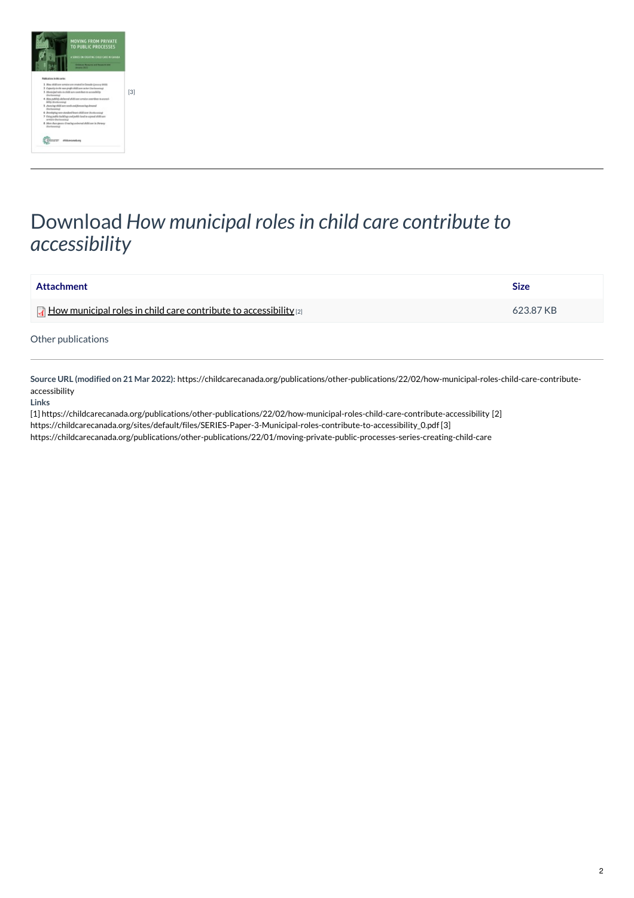[3]

# Download *How municipal roles in child care contribute to accessibility*

| Attachment | Size |
| --- | --- |
| How municipal roles in child care contribute to accessibility [2] | 623.87 KB |

Other publications

**Source URL (modified on 21 Mar 2022):** https://childcarecanada.org/publications/other-publications/22/02/how-municipal-roles-child-care-contribute-accessibility

**Links**

[1] https://childcarecanada.org/publications/other-publications/22/02/how-municipal-roles-child-care-contribute-accessibility [2] https://childcarecanada.org/sites/default/files/SERIES-Paper-3-Municipal-roles-contribute-to-accessibility_0.pdf [3] https://childcarecanada.org/publications/other-publications/22/01/moving-private-public-processes-series-creating-child-care